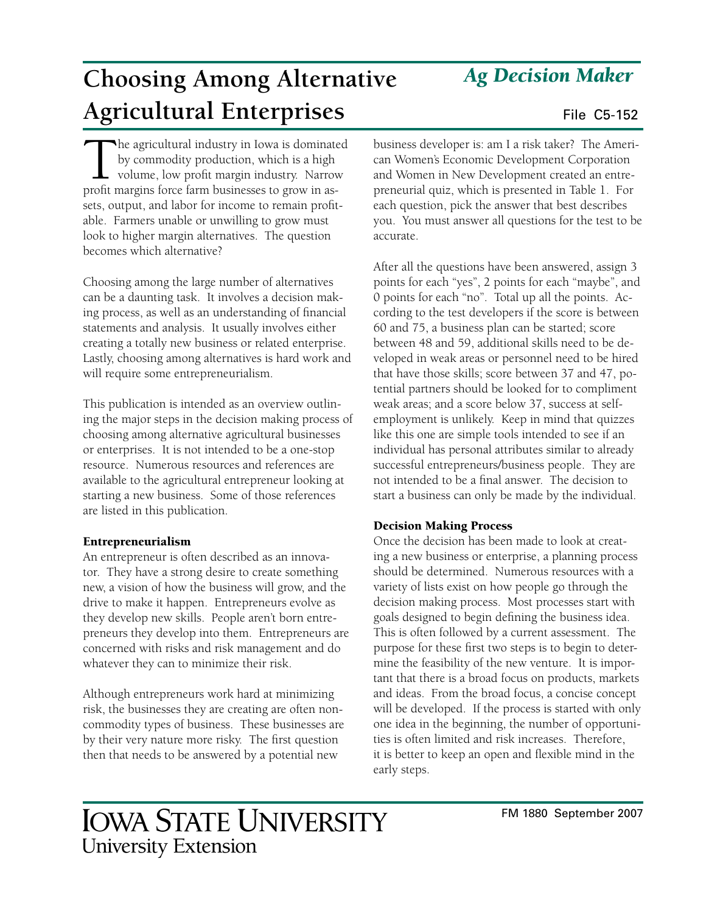Ag Decision Maker

File C5-152

# Choosing Among Alternative Agricultural Enterprises

The agricultural industry in Iowa is dominated by commodity production, which is a high volume, low profit margin industry. Narrow profit margins force farm businesses to grow in assets, output, and labor for income to remain profitable. Farmers unable or unwilling to grow must look to higher margin alternatives. The question becomes which alternative?

Choosing among the large number of alternatives can be a daunting task. It involves a decision making process, as well as an understanding of financial statements and analysis. It usually involves either creating a totally new business or related enterprise. Lastly, choosing among alternatives is hard work and will require some entrepreneurialism.

This publication is intended as an overview outlining the major steps in the decision making process of choosing among alternative agricultural businesses or enterprises. It is not intended to be a one-stop resource. Numerous resources and references are available to the agricultural entrepreneur looking at starting a new business. Some of those references are listed in this publication.

### Entrepreneurialism

An entrepreneur is often described as an innovator. They have a strong desire to create something new, a vision of how the business will grow, and the drive to make it happen. Entrepreneurs evolve as they develop new skills. People aren't born entrepreneurs they develop into them. Entrepreneurs are concerned with risks and risk management and do whatever they can to minimize their risk.

Although entrepreneurs work hard at minimizing risk, the businesses they are creating are often non-commodity types of business. These businesses are by their very nature more risky. The first question then that needs to be answered by a potential new business developer is: am I a risk taker? The American Women's Economic Development Corporation and Women in New Development created an entrepreneurial quiz, which is presented in Table 1. For each question, pick the answer that best describes you. You must answer all questions for the test to be accurate.

After all the questions have been answered, assign 3 points for each "yes", 2 points for each "maybe", and 0 points for each "no". Total up all the points. According to the test developers if the score is between 60 and 75, a business plan can be started; score between 48 and 59, additional skills need to be developed in weak areas or personnel need to be hired that have those skills; score between 37 and 47, potential partners should be looked for to compliment weak areas; and a score below 37, success at self-employment is unlikely. Keep in mind that quizzes like this one are simple tools intended to see if an individual has personal attributes similar to already successful entrepreneurs/business people. They are not intended to be a final answer. The decision to start a business can only be made by the individual.

### Decision Making Process

Once the decision has been made to look at creating a new business or enterprise, a planning process should be determined. Numerous resources with a variety of lists exist on how people go through the decision making process. Most processes start with goals designed to begin defining the business idea. This is often followed by a current assessment. The purpose for these first two steps is to begin to determine the feasibility of the new venture. It is important that there is a broad focus on products, markets and ideas. From the broad focus, a concise concept will be developed. If the process is started with only one idea in the beginning, the number of opportunities is often limited and risk increases. Therefore, it is better to keep an open and flexible mind in the early steps.

IOWA STATE UNIVERSITY
University Extension

FM 1880 September 2007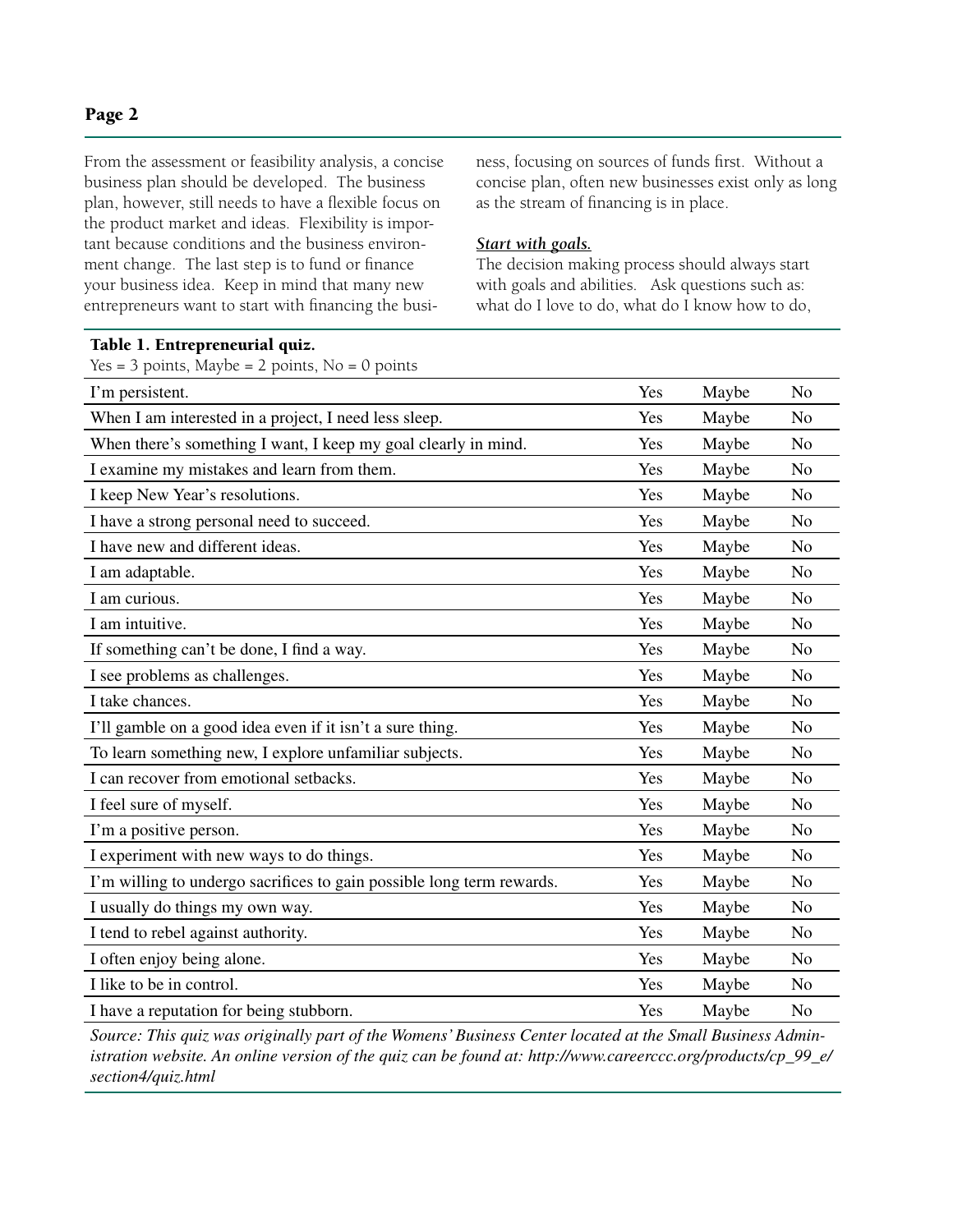From the assessment or feasibility analysis, a concise business plan should be developed. The business plan, however, still needs to have a flexible focus on the product market and ideas. Flexibility is important because conditions and the business environment change. The last step is to fund or finance your business idea. Keep in mind that many new entrepreneurs want to start with financing the business, focusing on sources of funds first. Without a concise plan, often new businesses exist only as long as the stream of financing is in place.

***Start with goals.***

The decision making process should always start with goals and abilities. Ask questions such as: what do I love to do, what do I know how to do,

**Table 1. Entrepreneurial quiz.**

Yes = 3 points, Maybe = 2 points, No = 0 points

| | | | |
|---|---|---|---|
| I'm persistent. | Yes | Maybe | No |
| When I am interested in a project, I need less sleep. | Yes | Maybe | No |
| When there's something I want, I keep my goal clearly in mind. | Yes | Maybe | No |
| I examine my mistakes and learn from them. | Yes | Maybe | No |
| I keep New Year's resolutions. | Yes | Maybe | No |
| I have a strong personal need to succeed. | Yes | Maybe | No |
| I have new and different ideas. | Yes | Maybe | No |
| I am adaptable. | Yes | Maybe | No |
| I am curious. | Yes | Maybe | No |
| I am intuitive. | Yes | Maybe | No |
| If something can't be done, I find a way. | Yes | Maybe | No |
| I see problems as challenges. | Yes | Maybe | No |
| I take chances. | Yes | Maybe | No |
| I'll gamble on a good idea even if it isn't a sure thing. | Yes | Maybe | No |
| To learn something new, I explore unfamiliar subjects. | Yes | Maybe | No |
| I can recover from emotional setbacks. | Yes | Maybe | No |
| I feel sure of myself. | Yes | Maybe | No |
| I'm a positive person. | Yes | Maybe | No |
| I experiment with new ways to do things. | Yes | Maybe | No |
| I'm willing to undergo sacrifices to gain possible long term rewards. | Yes | Maybe | No |
| I usually do things my own way. | Yes | Maybe | No |
| I tend to rebel against authority. | Yes | Maybe | No |
| I often enjoy being alone. | Yes | Maybe | No |
| I like to be in control. | Yes | Maybe | No |
| I have a reputation for being stubborn. | Yes | Maybe | No |

*Source: This quiz was originally part of the Womens' Business Center located at the Small Business Administration website. An online version of the quiz can be found at: http://www.careerccc.org/products/cp_99_e/section4/quiz.html*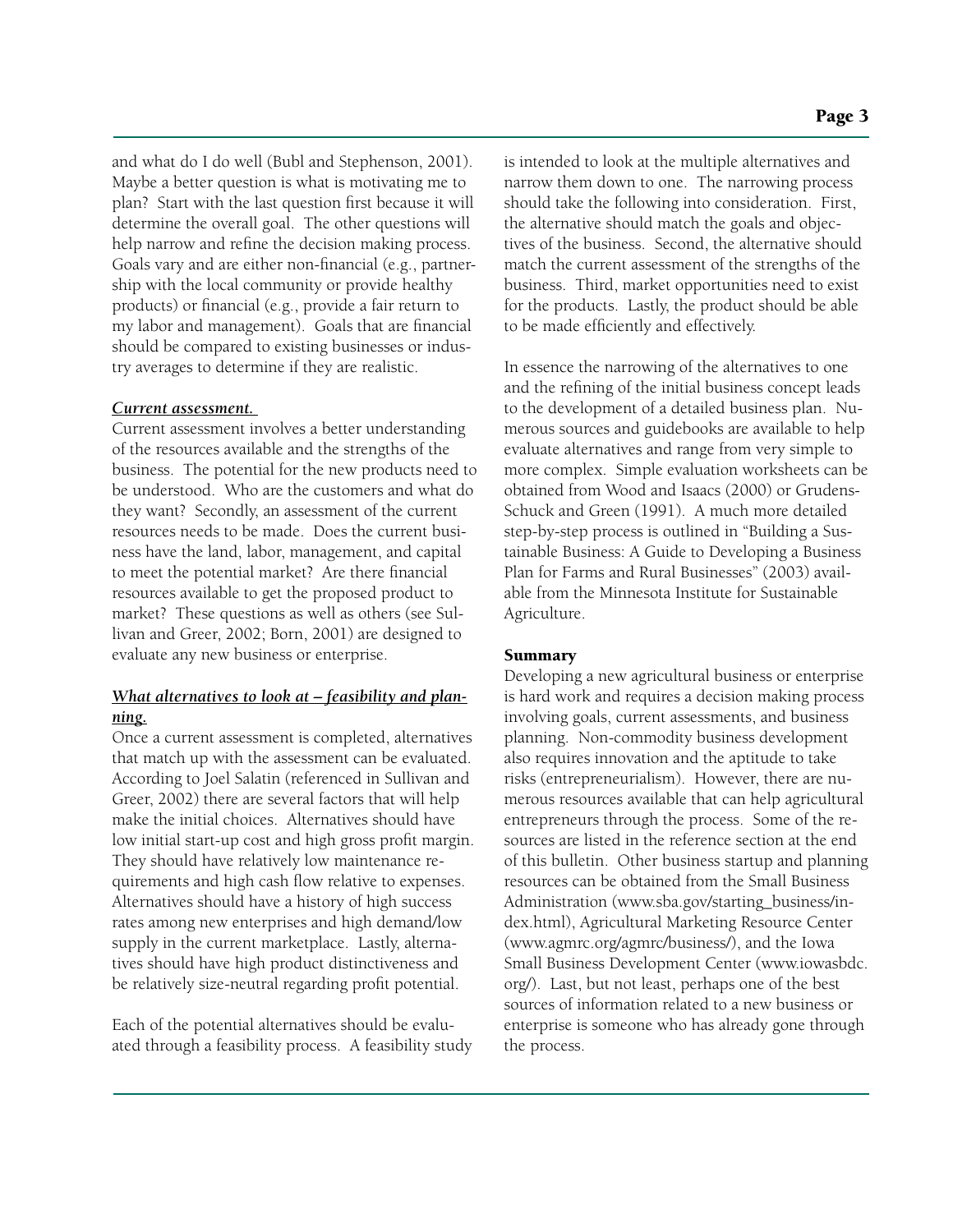and what do I do well (Bubl and Stephenson, 2001). Maybe a better question is what is motivating me to plan? Start with the last question first because it will determine the overall goal. The other questions will help narrow and refine the decision making process. Goals vary and are either non-financial (e.g., partnership with the local community or provide healthy products) or financial (e.g., provide a fair return to my labor and management). Goals that are financial should be compared to existing businesses or industry averages to determine if they are realistic.

***Current assessment.***

Current assessment involves a better understanding of the resources available and the strengths of the business. The potential for the new products need to be understood. Who are the customers and what do they want? Secondly, an assessment of the current resources needs to be made. Does the current business have the land, labor, management, and capital to meet the potential market? Are there financial resources available to get the proposed product to market? These questions as well as others (see Sullivan and Greer, 2002; Born, 2001) are designed to evaluate any new business or enterprise.

***What alternatives to look at – feasibility and planning.***

Once a current assessment is completed, alternatives that match up with the assessment can be evaluated. According to Joel Salatin (referenced in Sullivan and Greer, 2002) there are several factors that will help make the initial choices. Alternatives should have low initial start-up cost and high gross profit margin. They should have relatively low maintenance requirements and high cash flow relative to expenses. Alternatives should have a history of high success rates among new enterprises and high demand/low supply in the current marketplace. Lastly, alternatives should have high product distinctiveness and be relatively size-neutral regarding profit potential.

Each of the potential alternatives should be evaluated through a feasibility process. A feasibility study is intended to look at the multiple alternatives and narrow them down to one. The narrowing process should take the following into consideration. First, the alternative should match the goals and objectives of the business. Second, the alternative should match the current assessment of the strengths of the business. Third, market opportunities need to exist for the products. Lastly, the product should be able to be made efficiently and effectively.

In essence the narrowing of the alternatives to one and the refining of the initial business concept leads to the development of a detailed business plan. Numerous sources and guidebooks are available to help evaluate alternatives and range from very simple to more complex. Simple evaluation worksheets can be obtained from Wood and Isaacs (2000) or Grudens-Schuck and Green (1991). A much more detailed step-by-step process is outlined in "Building a Sustainable Business: A Guide to Developing a Business Plan for Farms and Rural Businesses" (2003) available from the Minnesota Institute for Sustainable Agriculture.

## Summary

Developing a new agricultural business or enterprise is hard work and requires a decision making process involving goals, current assessments, and business planning. Non-commodity business development also requires innovation and the aptitude to take risks (entrepreneurialism). However, there are numerous resources available that can help agricultural entrepreneurs through the process. Some of the resources are listed in the reference section at the end of this bulletin. Other business startup and planning resources can be obtained from the Small Business Administration (www.sba.gov/starting_business/index.html), Agricultural Marketing Resource Center (www.agmrc.org/agmrc/business/), and the Iowa Small Business Development Center (www.iowasbdc.org/). Last, but not least, perhaps one of the best sources of information related to a new business or enterprise is someone who has already gone through the process.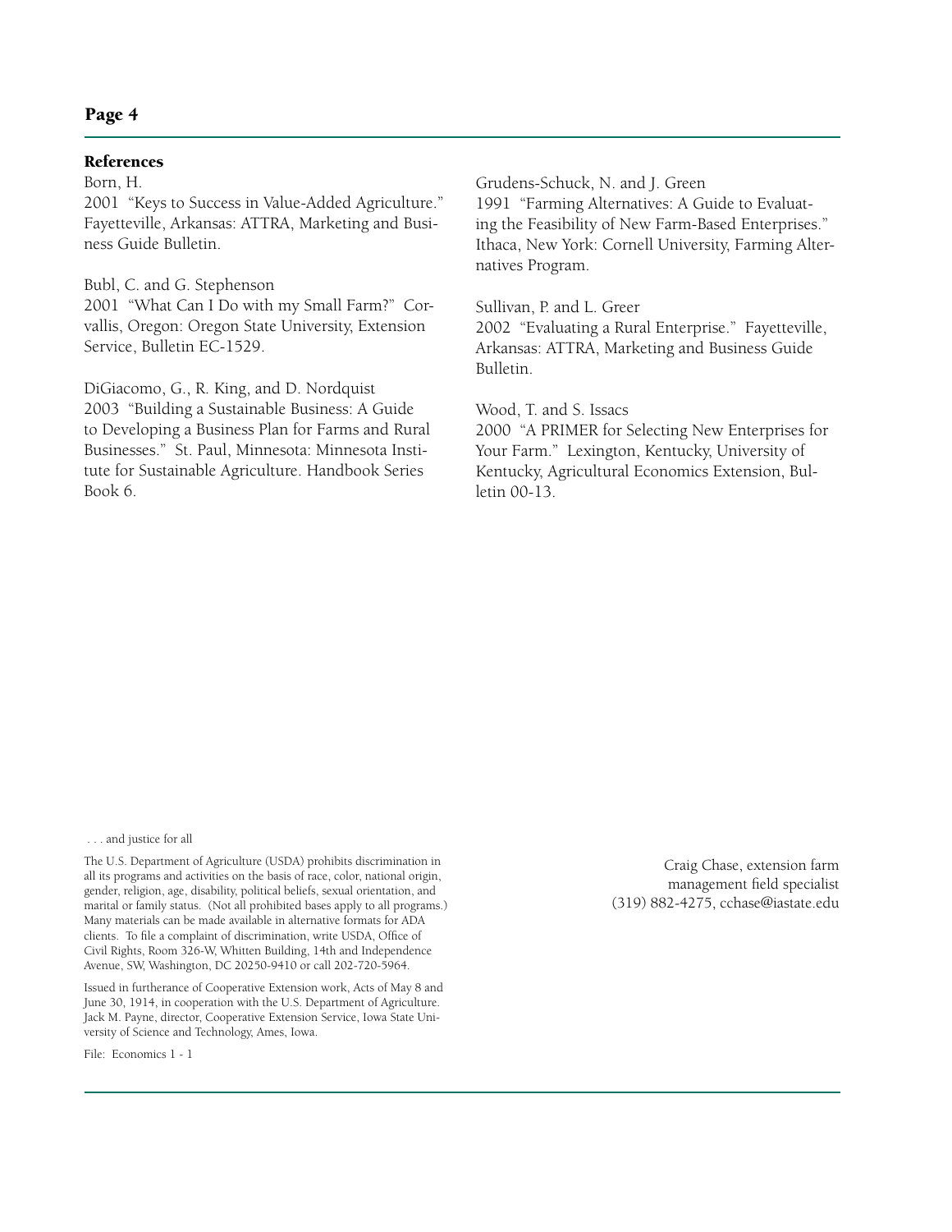## References

Born, H.
2001 "Keys to Success in Value-Added Agriculture." Fayetteville, Arkansas: ATTRA, Marketing and Business Guide Bulletin.

Bubl, C. and G. Stephenson
2001 "What Can I Do with my Small Farm?" Corvallis, Oregon: Oregon State University, Extension Service, Bulletin EC-1529.

DiGiacomo, G., R. King, and D. Nordquist
2003 "Building a Sustainable Business: A Guide to Developing a Business Plan for Farms and Rural Businesses." St. Paul, Minnesota: Minnesota Institute for Sustainable Agriculture. Handbook Series Book 6.

Grudens-Schuck, N. and J. Green
1991 "Farming Alternatives: A Guide to Evaluating the Feasibility of New Farm-Based Enterprises." Ithaca, New York: Cornell University, Farming Alternatives Program.

Sullivan, P. and L. Greer
2002 "Evaluating a Rural Enterprise." Fayetteville, Arkansas: ATTRA, Marketing and Business Guide Bulletin.

Wood, T. and S. Issacs
2000 "A PRIMER for Selecting New Enterprises for Your Farm." Lexington, Kentucky, University of Kentucky, Agricultural Economics Extension, Bulletin 00-13.

. . . and justice for all

The U.S. Department of Agriculture (USDA) prohibits discrimination in all its programs and activities on the basis of race, color, national origin, gender, religion, age, disability, political beliefs, sexual orientation, and marital or family status. (Not all prohibited bases apply to all programs.) Many materials can be made available in alternative formats for ADA clients. To file a complaint of discrimination, write USDA, Office of Civil Rights, Room 326-W, Whitten Building, 14th and Independence Avenue, SW, Washington, DC 20250-9410 or call 202-720-5964.

Issued in furtherance of Cooperative Extension work, Acts of May 8 and June 30, 1914, in cooperation with the U.S. Department of Agriculture. Jack M. Payne, director, Cooperative Extension Service, Iowa State University of Science and Technology, Ames, Iowa.

File: Economics 1 - 1

Craig Chase, extension farm management field specialist
(319) 882-4275, cchase@iastate.edu